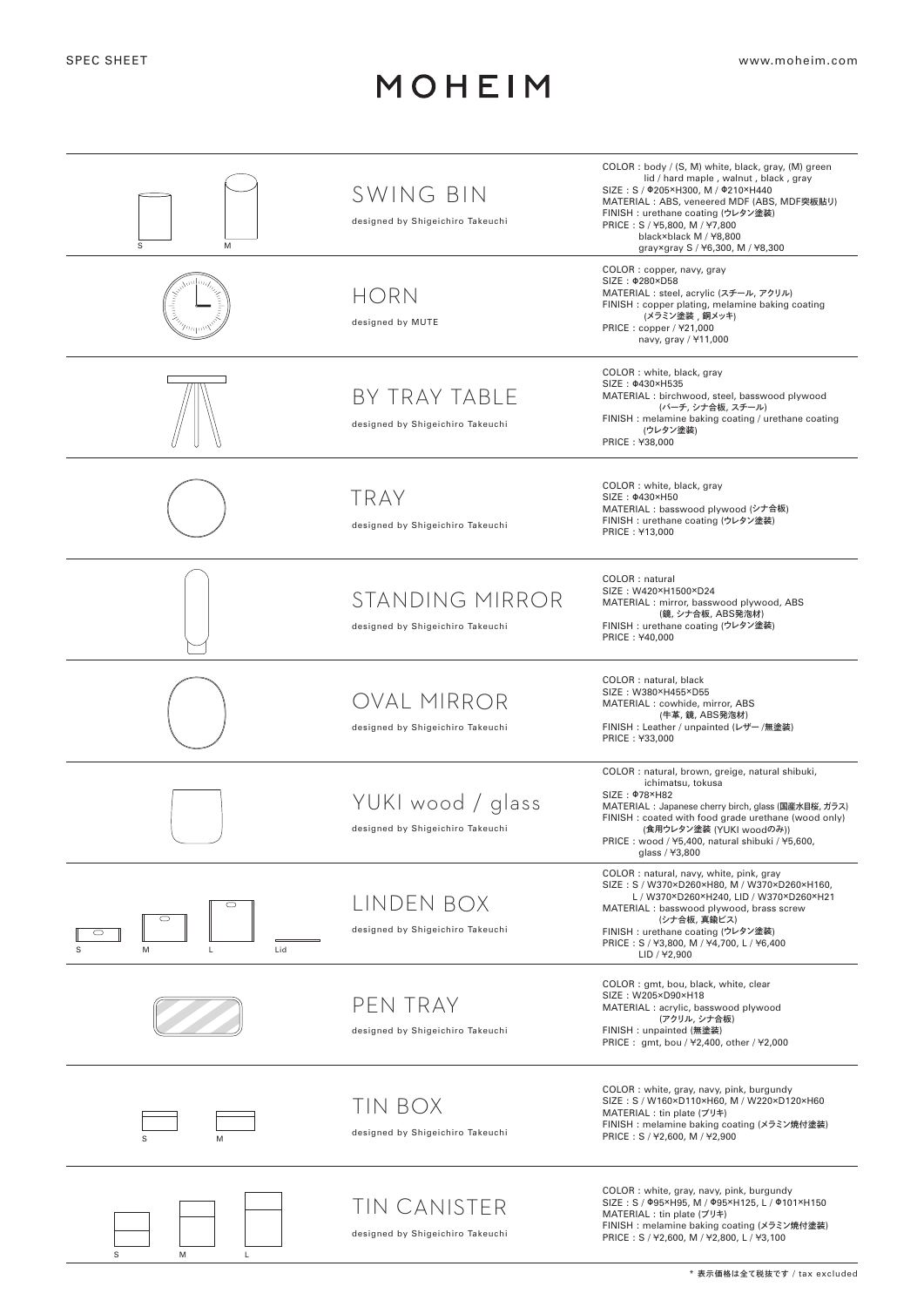SPEC SHEET

www.moheim.com

# MOHEIM

## SWING BIN

designed by Shigeichiro Takeuchi

S M

COLOR : body / (S, M) white, black, gray, (M) green
lid / hard maple , walnut , black , gray
SIZE : S / Φ205×H300, M / Φ210×H440
MATERIAL : ABS, veneered MDF (ABS, MDF突板貼り)
FINISH : urethane coating (ウレタン塗装)
PRICE : S / ¥5,800, M / ¥7,800
black×black M / ¥8,800
gray×gray S / ¥6,300, M / ¥8,300

## HORN

designed by MUTE

COLOR : copper, navy, gray
SIZE : Φ280×D58
MATERIAL : steel, acrylic (スチール, アクリル)
FINISH : copper plating, melamine baking coating
(メラミン塗装 , 銅メッキ)
PRICE : copper / ¥21,000
navy, gray / ¥11,000

## BY TRAY TABLE

designed by Shigeichiro Takeuchi

COLOR : white, black, gray
SIZE : Φ430×H535
MATERIAL : birchwood, steel, basswood plywood
(バーチ, シナ合板, スチール)
FINISH : melamine baking coating / urethane coating
(ウレタン塗装)
PRICE : ¥38,000

## TRAY

designed by Shigeichiro Takeuchi

COLOR : white, black, gray
SIZE : Φ430×H50
MATERIAL : basswood plywood (シナ合板)
FINISH : urethane coating (ウレタン塗装)
PRICE : ¥13,000

## STANDING MIRROR

designed by Shigeichiro Takeuchi

COLOR : natural
SIZE : W420×H1500×D24
MATERIAL : mirror, basswood plywood, ABS
(鏡, シナ合板, ABS発泡材)
FINISH : urethane coating (ウレタン塗装)
PRICE : ¥40,000

## OVAL MIRROR

designed by Shigeichiro Takeuchi

COLOR : natural, black
SIZE : W380×H455×D55
MATERIAL : cowhide, mirror, ABS
(牛革, 鏡, ABS発泡材)
FINISH : Leather / unpainted (レザー /無塗装)
PRICE : ¥33,000

## YUKI wood / glass

designed by Shigeichiro Takeuchi

COLOR : natural, brown, greige, natural shibuki,
ichimatsu, tokusa
SIZE : Φ78×H82
MATERIAL : Japanese cherry birch, glass (国産水目桜, ガラス)
FINISH : coated with food grade urethane (wood only)
(食用ウレタン塗装 (YUKI woodのみ))
PRICE : wood / ¥5,400, natural shibuki / ¥5,600,
glass / ¥3,800

## LINDEN BOX

designed by Shigeichiro Takeuchi

S M L Lid

COLOR : natural, navy, white, pink, gray
SIZE : S / W370×D260×H80, M / W370×D260×H160,
L / W370×D260×H240, LID / W370×D260×H21
MATERIAL : basswood plywood, brass screw
(シナ合板, 真鍮ビス)
FINISH : urethane coating (ウレタン塗装)
PRICE : S / ¥3,800, M / ¥4,700, L / ¥6,400
LID / ¥2,900

## PEN TRAY

designed by Shigeichiro Takeuchi

COLOR : gmt, bou, black, white, clear
SIZE : W205×D90×H18
MATERIAL : acrylic, basswood plywood
(アクリル, シナ合板)
FINISH : unpainted (無塗装)
PRICE : gmt, bou / ¥2,400, other / ¥2,000

## TIN BOX

designed by Shigeichiro Takeuchi

S M

COLOR : white, gray, navy, pink, burgundy
SIZE : S / W160×D110×H60, M / W220×D120×H60
MATERIAL : tin plate (ブリキ)
FINISH : melamine baking coating (メラミン焼付塗装)
PRICE : S / ¥2,600, M / ¥2,900

## TIN CANISTER

designed by Shigeichiro Takeuchi

S M L

COLOR : white, gray, navy, pink, burgundy
SIZE : S / Φ95×H95, M / Φ95×H125, L / Φ101×H150
MATERIAL : tin plate (ブリキ)
FINISH : melamine baking coating (メラミン焼付塗装)
PRICE : S / ¥2,600, M / ¥2,800, L / ¥3,100

* 表示価格は全て税抜です / tax excluded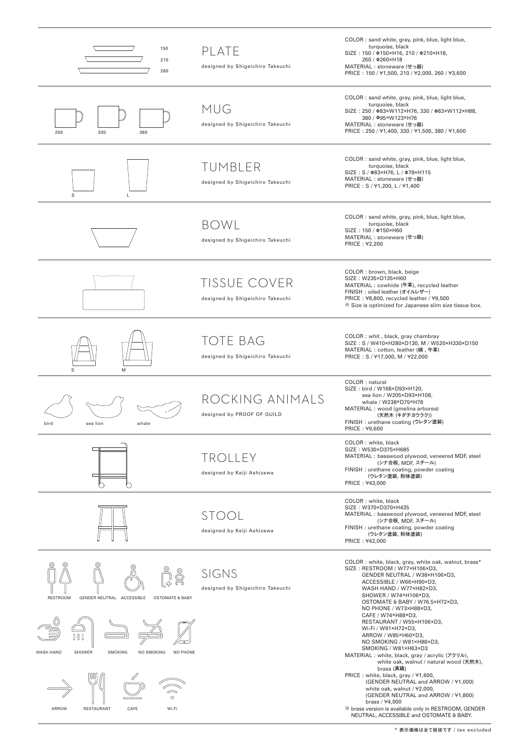## PLATE

designed by Shigeichiro Takeuchi

150 / 210 / 260

COLOR : sand white, gray, pink, blue, light blue, turquoise, black
SIZE : 150 / Φ150×H16, 210 / Φ210×H18, 260 / Φ260×H18
MATERIAL : stoneware (せっ器)
PRICE : 150 / ¥1,500, 210 / ¥2,000, 260 / ¥3,600

## MUG

designed by Shigeichiro Takeuchi

250 / 330 / 380

COLOR : sand white, gray, pink, blue, light blue, turquoise, black
SIZE : 250 / Φ83×W112×H76, 330 / Φ83×W112×H88, 380 / Φ95×W123×H76
MATERIAL : stoneware (せっ器)
PRICE : 250 / ¥1,400, 330 / ¥1,500, 380 / ¥1,600

## TUMBLER

designed by Shigeichiro Takeuchi

S / L

COLOR : sand white, gray, pink, blue, light blue, turquoise, black
SIZE : S / Φ83×H76, L / Φ78×H115
MATERIAL : stoneware (せっ器)
PRICE : S / ¥1,200, L / ¥1,400

## BOWL

designed by Shigeichiro Takeuchi

COLOR : sand white, gray, pink, blue, light blue, turquoise, black
SIZE : 150 / Φ150×H60
MATERIAL : stoneware (せっ器)
PRICE : ¥2,200

## TISSUE COVER

designed by Shigeichiro Takeuchi

COLOR : brown, black, beige
SIZE : W235×D135×H60
MATERIAL : cowhide (牛革), recycled leather
FINISH : oiled leather (オイルレザー)
PRICE : ¥8,800, recycled leather / ¥9,500
※ Size is optimized for Japanese slim size tissue box.

## TOTE BAG

designed by Shigeichiro Takeuchi

S / M

COLOR : whit , black, gray chambray
SIZE : S / W410×H280×D130, M / W520×H330×D150
MATERIAL : cotton, leather (綿 , 牛革)
PRICE : S / ¥17,000, M / ¥22,000

## ROCKING ANIMALS

designed by PROOF OF GUILD

bird / sea lion / whale

COLOR : natural
SIZE : bird / W168×D93×H120, sea lion / W205×D93×H108, whale / W238×D75×H78
MATERIAL : wood (gmelina arborea) (天然木 (キダチヨウラク))
FINISH : urethane coating (ウレタン塗装)
PRICE : ¥9,600

## TROLLEY

designed by Keiji Ashizawa

COLOR : white, black
SIZE : W530×D375×H685
MATERIAL : basswood plywood, veneered MDF, steel (シナ合板, MDF, スチール)
FINISH : urethane coating, powder coating (ウレタン塗装, 粉体塗装)
PRICE : ¥43,000

## STOOL

designed by Keiji Ashizawa

COLOR : white, black
SIZE : W370×D370×H435
MATERIAL : basswood plywood, veneered MDF, steel (シナ合板, MDF, スチール)
FINISH : urethane coating, powder coating (ウレタン塗装, 粉体塗装)
PRICE : ¥42,000

## SIGNS

designed by Shigeichiro Takeuchi

RESTROOM / GENDER NEUTRAL / ACCESSIBLE / OSTOMATE & BABY / WASH HAND / SHOWER / SMOKING / NO SMOKING / NO PHONE / ARROW / RESTAURANT / CAFE / Wi-Fi

COLOR : white, black, gray, white oak, walnut, brass*
SIZE : RESTROOM / W77×H106×D3,
GENDER NEUTRAL / W38×H106×D3,
ACCESSIBLE / W66×H90×D3,
WASH HAND / W77×H82×D3,
SHOWER / W74×H106×D3,
OSTOMATE & BABY / W76.5×H72×D3,
NO PHONE / W73×H88×D3,
CAFE / W74×H88×D3,
RESTAURANT / W55×H106×D3,
Wi-Fi / W91×H72×D3,
ARROW / W85×H60×D3,
NO SMOKING / W81×H88×D3,
SMOKING / W81×H63×D3
MATERIAL : white, black, gray / acrylic (アクリル), white oak, walnut / natural wood (天然木), brass (真鍮)
PRICE : white, black, gray / ¥1,600, (GENDER NEUTRAL and ARROW / ¥1,000)
white oak, walnut / ¥2,000, (GENDER NEUTRAL and ARROW / ¥1,800)
brass / ¥4,000
※ brass version is available only in RESTROOM, GENDER NEUTRAL, ACCESSIBLE and OSTOMATE & BABY.

* 表示価格は全て税抜です / tax excluded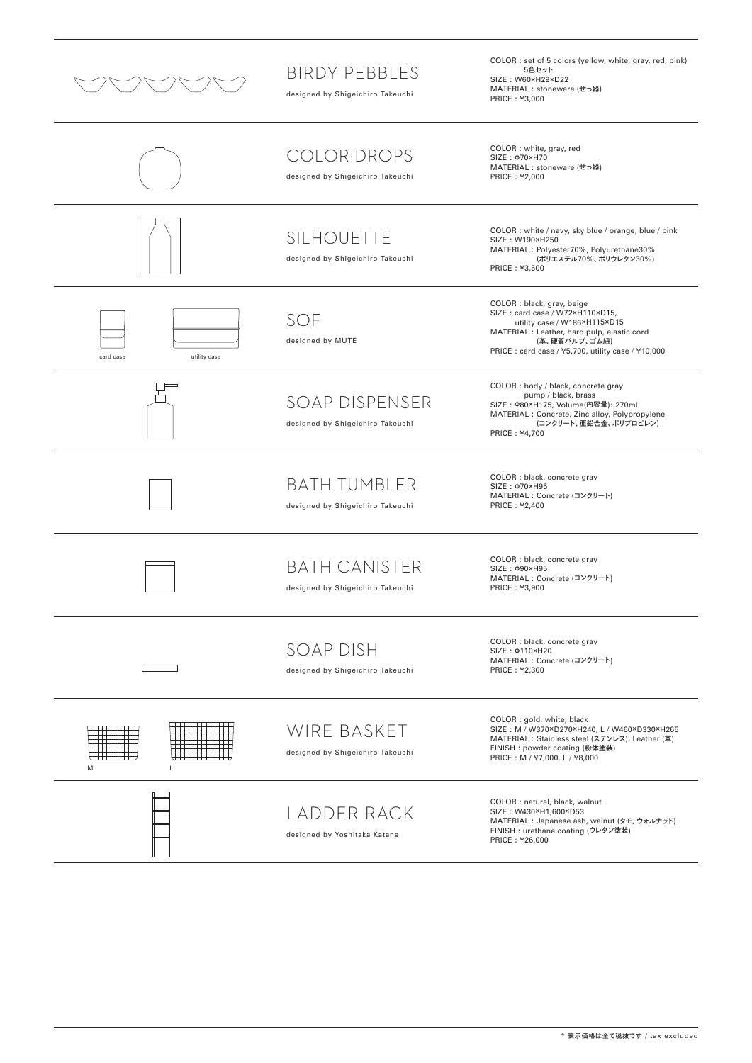## BIRDY PEBBLES

designed by Shigeichiro Takeuchi

COLOR : set of 5 colors (yellow, white, gray, red, pink)
5色セット
SIZE : W60×H29×D22
MATERIAL : stoneware (せっ器)
PRICE : ¥3,000

## COLOR DROPS

designed by Shigeichiro Takeuchi

COLOR : white, gray, red
SIZE : Φ70×H70
MATERIAL : stoneware (せっ器)
PRICE : ¥2,000

## SILHOUETTE

designed by Shigeichiro Takeuchi

COLOR : white / navy, sky blue / orange, blue / pink
SIZE : W190×H250
MATERIAL : Polyester70%, Polyurethane30%
(ポリエステル70%、ポリウレタン30%)
PRICE : ¥3,500

## SOF

designed by MUTE

card case / utility case

COLOR : black, gray, beige
SIZE : card case / W72×H110×D15,
utility case / W186×H115×D15
MATERIAL : Leather, hard pulp, elastic cord
(革、硬質パルプ、ゴム紐)
PRICE : card case / ¥5,700, utility case / ¥10,000

## SOAP DISPENSER

designed by Shigeichiro Takeuchi

COLOR : body / black, concrete gray
pump / black, brass
SIZE : Φ80×H175, Volume(内容量): 270ml
MATERIAL : Concrete, Zinc alloy, Polypropylene
(コンクリート、亜鉛合金、ポリプロピレン)
PRICE : ¥4,700

## BATH TUMBLER

designed by Shigeichiro Takeuchi

COLOR : black, concrete gray
SIZE : Φ70×H95
MATERIAL : Concrete (コンクリート)
PRICE : ¥2,400

## BATH CANISTER

designed by Shigeichiro Takeuchi

COLOR : black, concrete gray
SIZE : Φ90×H95
MATERIAL : Concrete (コンクリート)
PRICE : ¥3,900

## SOAP DISH

designed by Shigeichiro Takeuchi

COLOR : black, concrete gray
SIZE : Φ110×H20
MATERIAL : Concrete (コンクリート)
PRICE : ¥2,300

## WIRE BASKET

designed by Shigeichiro Takeuchi

M / L

COLOR : gold, white, black
SIZE : M / W370×D270×H240, L / W460×D330×H265
MATERIAL : Stainless steel (ステンレス), Leather (革)
FINISH : powder coating (粉体塗装)
PRICE : M / ¥7,000, L / ¥8,000

## LADDER RACK

designed by Yoshitaka Katane

COLOR : natural, black, walnut
SIZE : W430×H1,600×D53
MATERIAL : Japanese ash, walnut (タモ, ウォルナット)
FINISH : urethane coating (ウレタン塗装)
PRICE : ¥26,000

* 表示価格は全て税抜です / tax excluded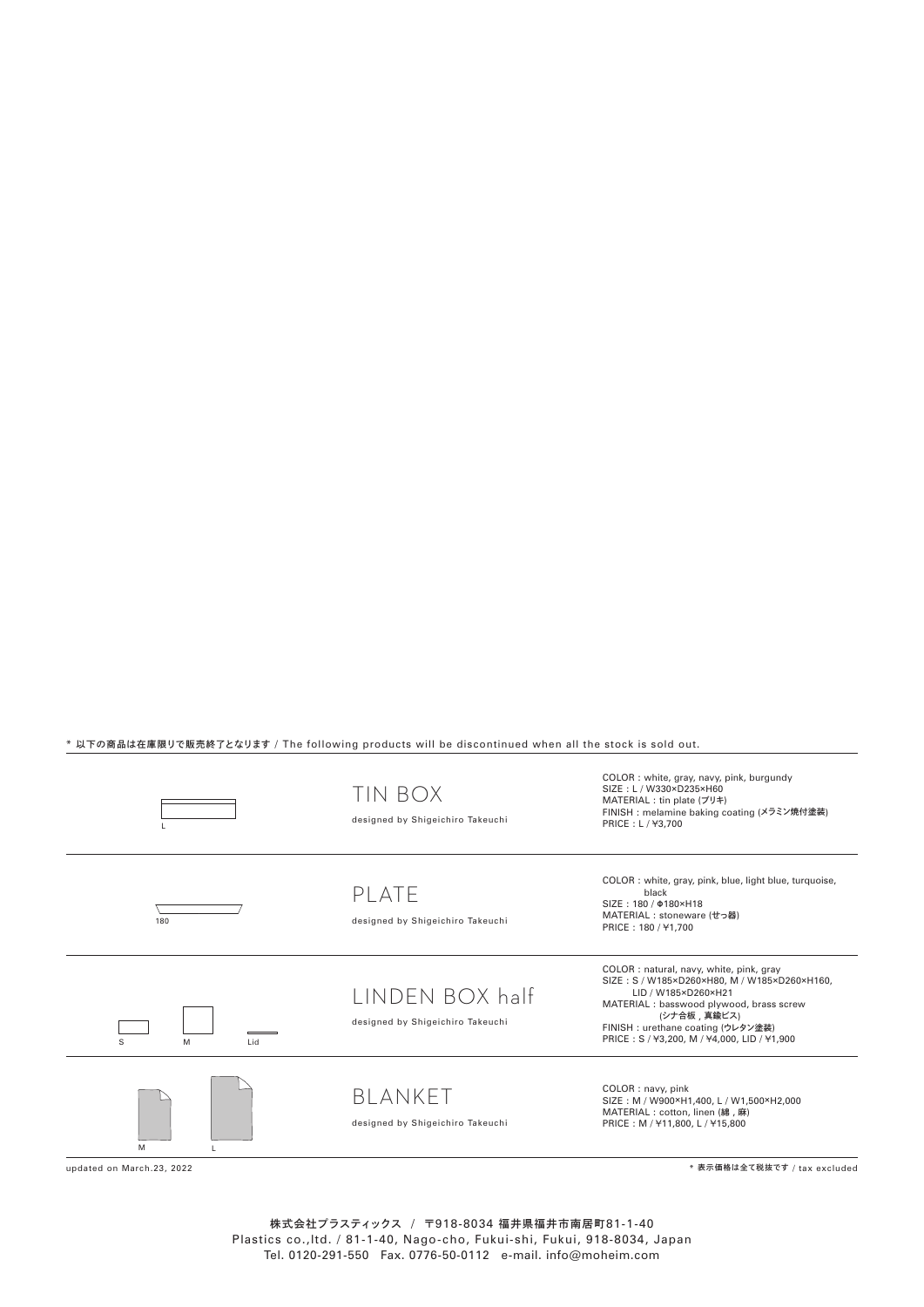* 以下の商品は在庫限りで販売終了となります / The following products will be discontinued when all the stock is sold out.

L

## TIN BOX

designed by Shigeichiro Takeuchi

COLOR : white, gray, navy, pink, burgundy
SIZE : L / W330×D235×H60
MATERIAL : tin plate (ブリキ)
FINISH : melamine baking coating (メラミン焼付塗装)
PRICE : L / ¥3,700

180

## PLATE

designed by Shigeichiro Takeuchi

COLOR : white, gray, pink, blue, light blue, turquoise, black
SIZE : 180 / Φ180×H18
MATERIAL : stoneware (せっ器)
PRICE : 180 / ¥1,700

S M Lid

## LINDEN BOX half

designed by Shigeichiro Takeuchi

COLOR : natural, navy, white, pink, gray
SIZE : S / W185×D260×H80, M / W185×D260×H160, LID / W185×D260×H21
MATERIAL : basswood plywood, brass screw (シナ合板 , 真鍮ビス)
FINISH : urethane coating (ウレタン塗装)
PRICE : S / ¥3,200, M / ¥4,000, LID / ¥1,900

M L

## BLANKET

designed by Shigeichiro Takeuchi

COLOR : navy, pink
SIZE : M / W900×H1,400, L / W1,500×H2,000
MATERIAL : cotton, linen (綿 , 麻)
PRICE : M / ¥11,800, L / ¥15,800

updated on March.23, 2022

* 表示価格は全て税抜です / tax excluded

株式会社プラスティックス / 〒918-8034 福井県福井市南居町81-1-40
Plastics co.,ltd. / 81-1-40, Nago-cho, Fukui-shi, Fukui, 918-8034, Japan
Tel. 0120-291-550 Fax. 0776-50-0112 e-mail. info@moheim.com